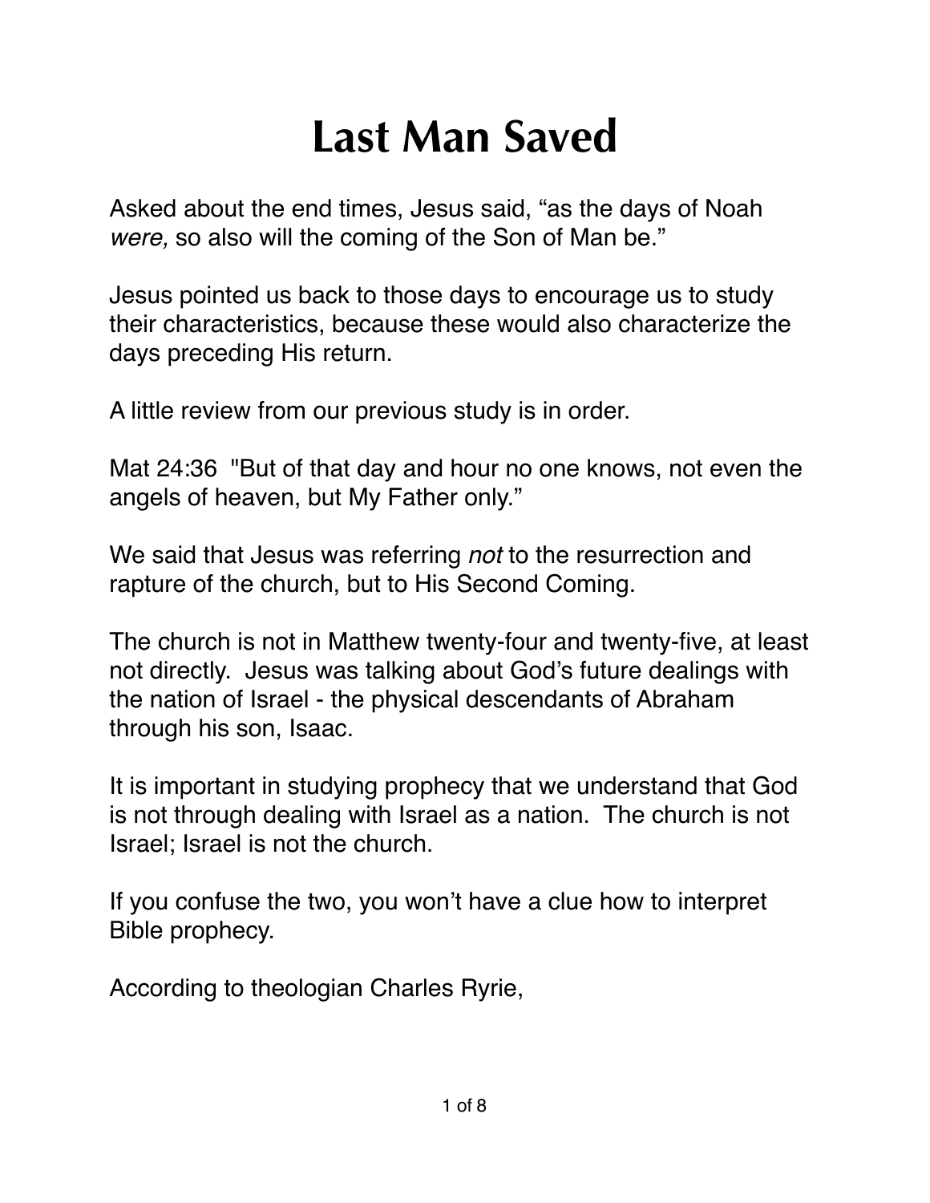# Last Man Saved

Asked about the end times, Jesus said, “as the days of Noah *were,* so also will the coming of the Son of Man be.”

Jesus pointed us back to those days to encourage us to study their characteristics, because these would also characterize the days preceding His return.

A little review from our previous study is in order.

Mat 24:36 "But of that day and hour no one knows, not even the angels of heaven, but My Father only.”

We said that Jesus was referring *not* to the resurrection and rapture of the church, but to His Second Coming.

The church is not in Matthew twenty-four and twenty-five, at least not directly. Jesus was talking about God’s future dealings with the nation of Israel - the physical descendants of Abraham through his son, Isaac.

It is important in studying prophecy that we understand that God is not through dealing with Israel as a nation. The church is not Israel; Israel is not the church.

If you confuse the two, you won’t have a clue how to interpret Bible prophecy.

According to theologian Charles Ryrie,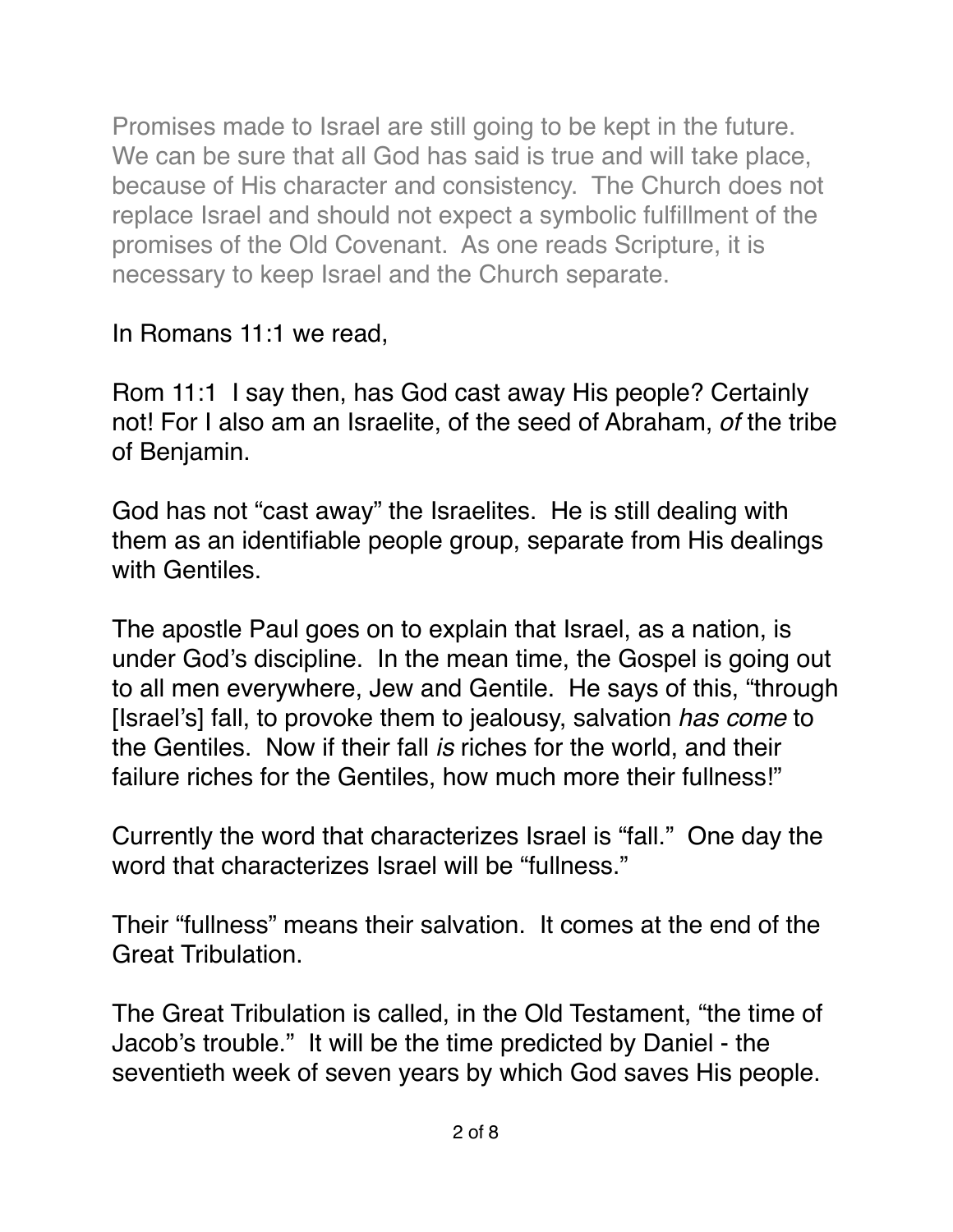Promises made to Israel are still going to be kept in the future. We can be sure that all God has said is true and will take place, because of His character and consistency. The Church does not replace Israel and should not expect a symbolic fulfillment of the promises of the Old Covenant. As one reads Scripture, it is necessary to keep Israel and the Church separate.

In Romans 11:1 we read,

Rom 11:1 I say then, has God cast away His people? Certainly not! For I also am an Israelite, of the seed of Abraham, *of* the tribe of Benjamin.

God has not "cast away" the Israelites. He is still dealing with them as an identifiable people group, separate from His dealings with Gentiles.

The apostle Paul goes on to explain that Israel, as a nation, is under God's discipline. In the mean time, the Gospel is going out to all men everywhere, Jew and Gentile. He says of this, "through [Israel's] fall, to provoke them to jealousy, salvation *has come* to the Gentiles. Now if their fall *is* riches for the world, and their failure riches for the Gentiles, how much more their fullness!"

Currently the word that characterizes Israel is "fall." One day the word that characterizes Israel will be "fullness."

Their "fullness" means their salvation. It comes at the end of the Great Tribulation.

The Great Tribulation is called, in the Old Testament, "the time of Jacob's trouble." It will be the time predicted by Daniel - the seventieth week of seven years by which God saves His people.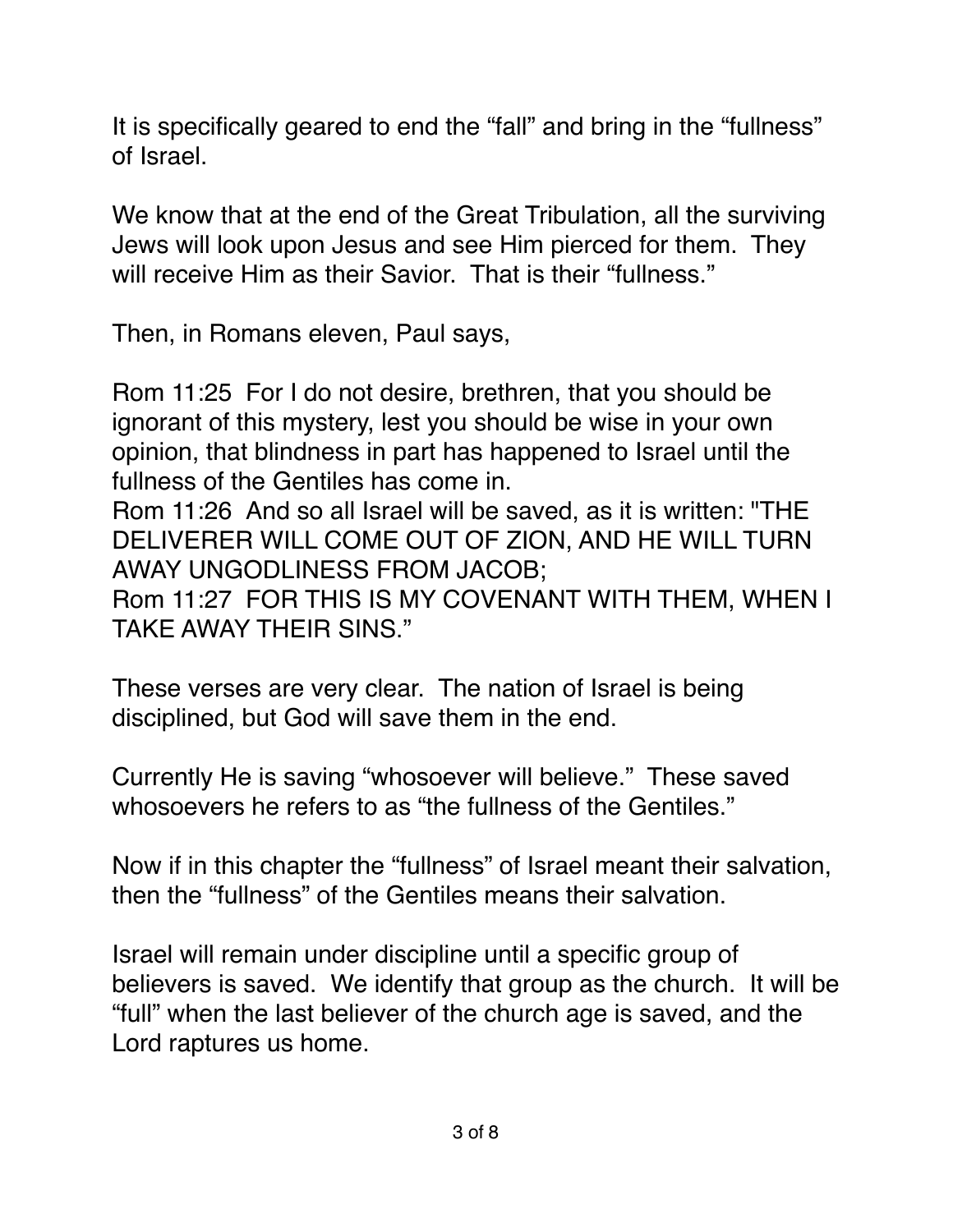It is specifically geared to end the “fall” and bring in the “fullness” of Israel.

We know that at the end of the Great Tribulation, all the surviving Jews will look upon Jesus and see Him pierced for them. They will receive Him as their Savior. That is their “fullness.”

Then, in Romans eleven, Paul says,

Rom 11:25 For I do not desire, brethren, that you should be ignorant of this mystery, lest you should be wise in your own opinion, that blindness in part has happened to Israel until the fullness of the Gentiles has come in.
Rom 11:26 And so all Israel will be saved, as it is written: "THE DELIVERER WILL COME OUT OF ZION, AND HE WILL TURN AWAY UNGODLINESS FROM JACOB;
Rom 11:27 FOR THIS IS MY COVENANT WITH THEM, WHEN I TAKE AWAY THEIR SINS.”

These verses are very clear. The nation of Israel is being disciplined, but God will save them in the end.

Currently He is saving “whosoever will believe.” These saved whosoevers he refers to as “the fullness of the Gentiles.”

Now if in this chapter the “fullness” of Israel meant their salvation, then the “fullness” of the Gentiles means their salvation.

Israel will remain under discipline until a specific group of believers is saved. We identify that group as the church. It will be “full” when the last believer of the church age is saved, and the Lord raptures us home.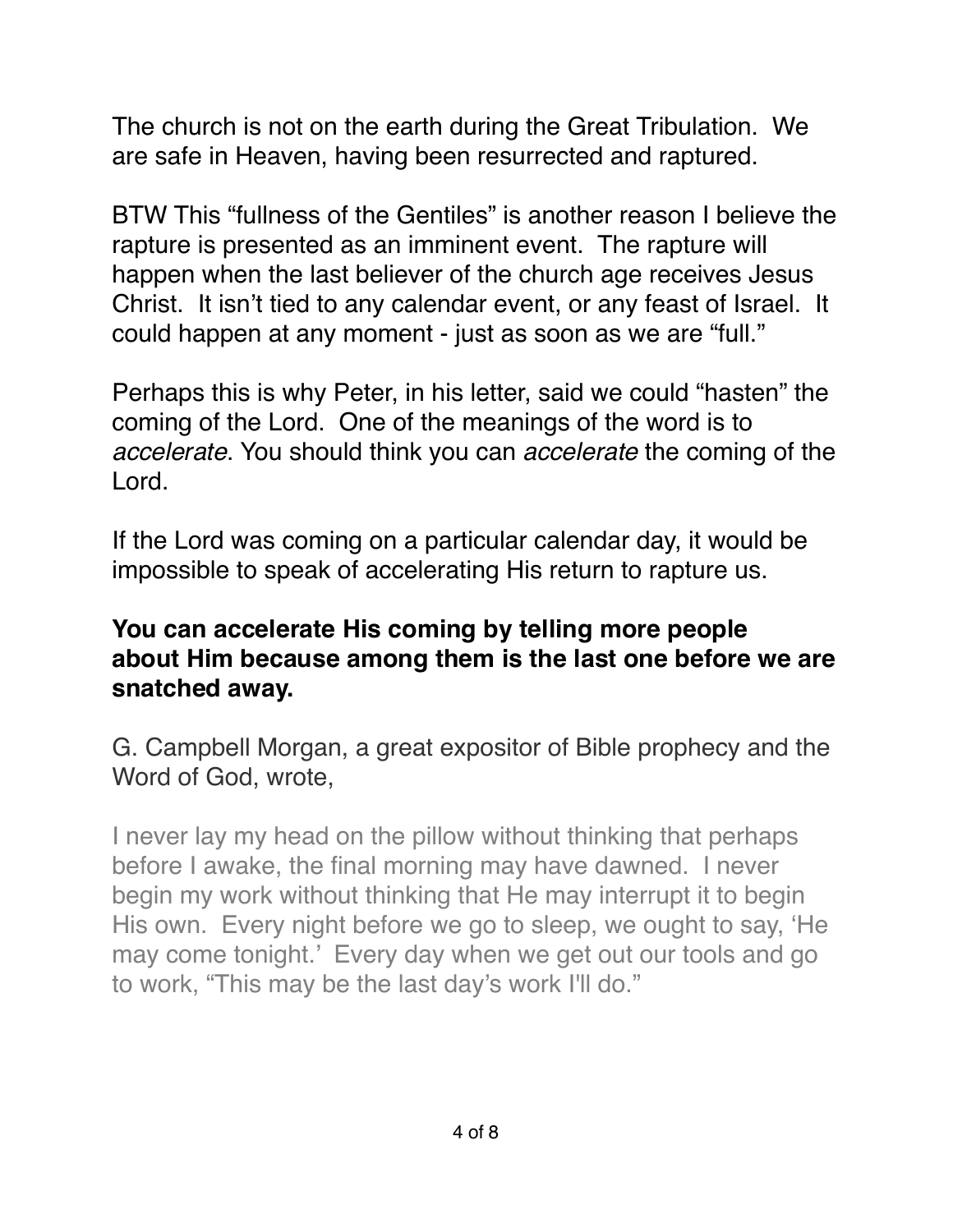The church is not on the earth during the Great Tribulation.  We are safe in Heaven, having been resurrected and raptured.

BTW This "fullness of the Gentiles" is another reason I believe the rapture is presented as an imminent event.  The rapture will happen when the last believer of the church age receives Jesus Christ.  It isn't tied to any calendar event, or any feast of Israel.  It could happen at any moment - just as soon as we are "full."

Perhaps this is why Peter, in his letter, said we could "hasten" the coming of the Lord.  One of the meanings of the word is to *accelerate*. You should think you can *accelerate* the coming of the Lord.

If the Lord was coming on a particular calendar day, it would be impossible to speak of accelerating His return to rapture us.

**You can accelerate His coming by telling more people about Him because among them is the last one before we are snatched away.**

G. Campbell Morgan, a great expositor of Bible prophecy and the Word of God, wrote,

> I never lay my head on the pillow without thinking that perhaps before I awake, the final morning may have dawned.  I never begin my work without thinking that He may interrupt it to begin His own.  Every night before we go to sleep, we ought to say, 'He may come tonight.'  Every day when we get out our tools and go to work, "This may be the last day's work I'll do."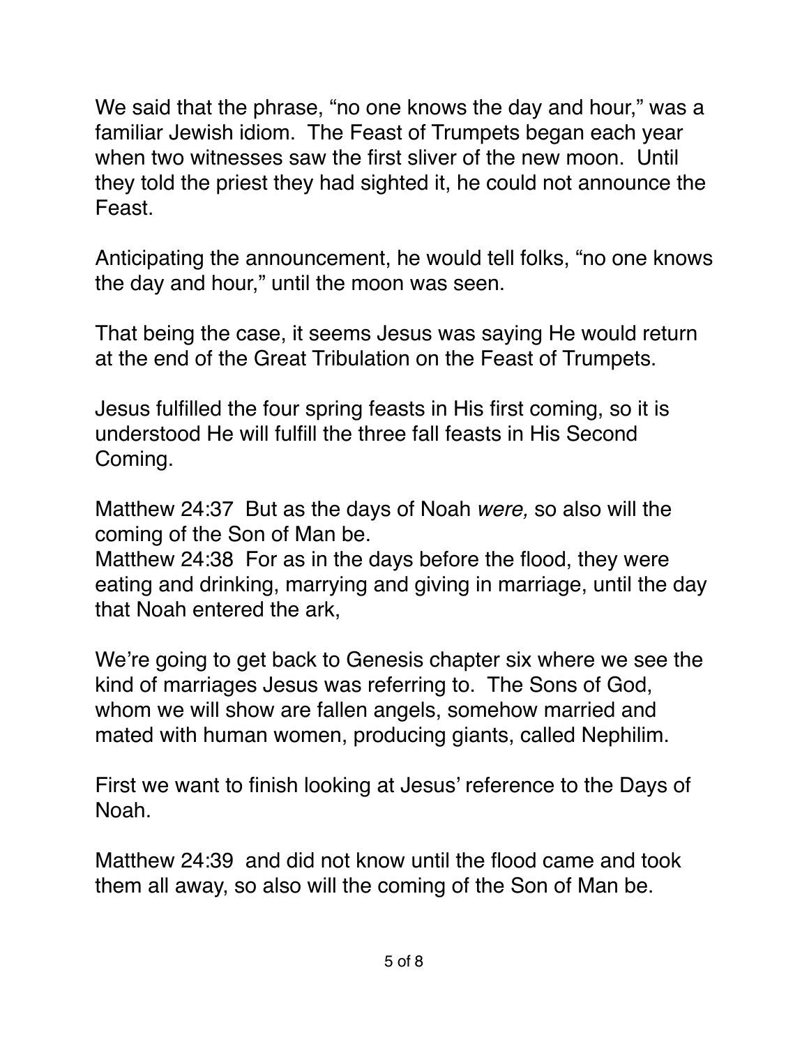We said that the phrase, “no one knows the day and hour,” was a familiar Jewish idiom. The Feast of Trumpets began each year when two witnesses saw the first sliver of the new moon. Until they told the priest they had sighted it, he could not announce the Feast.

Anticipating the announcement, he would tell folks, “no one knows the day and hour,” until the moon was seen.

That being the case, it seems Jesus was saying He would return at the end of the Great Tribulation on the Feast of Trumpets.

Jesus fulfilled the four spring feasts in His first coming, so it is understood He will fulfill the three fall feasts in His Second Coming.

Matthew 24:37 But as the days of Noah *were,* so also will the coming of the Son of Man be.
Matthew 24:38 For as in the days before the flood, they were eating and drinking, marrying and giving in marriage, until the day that Noah entered the ark,

We’re going to get back to Genesis chapter six where we see the kind of marriages Jesus was referring to. The Sons of God, whom we will show are fallen angels, somehow married and mated with human women, producing giants, called Nephilim.

First we want to finish looking at Jesus’ reference to the Days of Noah.

Matthew 24:39 and did not know until the flood came and took them all away, so also will the coming of the Son of Man be.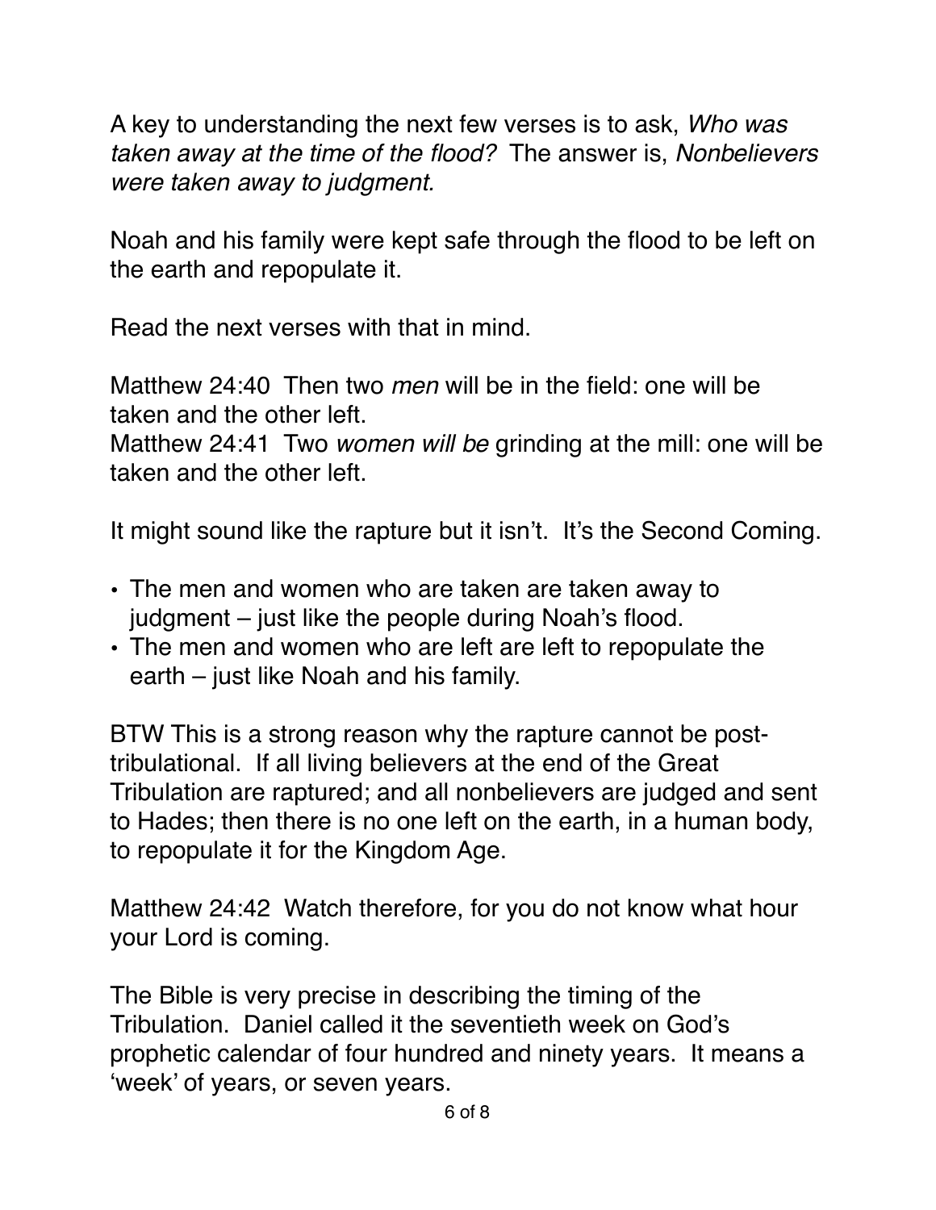A key to understanding the next few verses is to ask, *Who was taken away at the time of the flood?* The answer is, *Nonbelievers were taken away to judgment.*

Noah and his family were kept safe through the flood to be left on the earth and repopulate it.

Read the next verses with that in mind.

Matthew 24:40 Then two *men* will be in the field: one will be taken and the other left.
Matthew 24:41 Two *women will be* grinding at the mill: one will be taken and the other left.

It might sound like the rapture but it isn't. It's the Second Coming.

- The men and women who are taken are taken away to judgment – just like the people during Noah's flood.
- The men and women who are left are left to repopulate the earth – just like Noah and his family.

BTW This is a strong reason why the rapture cannot be post-tribulational. If all living believers at the end of the Great Tribulation are raptured; and all nonbelievers are judged and sent to Hades; then there is no one left on the earth, in a human body, to repopulate it for the Kingdom Age.

Matthew 24:42 Watch therefore, for you do not know what hour your Lord is coming.

The Bible is very precise in describing the timing of the Tribulation. Daniel called it the seventieth week on God's prophetic calendar of four hundred and ninety years. It means a 'week' of years, or seven years.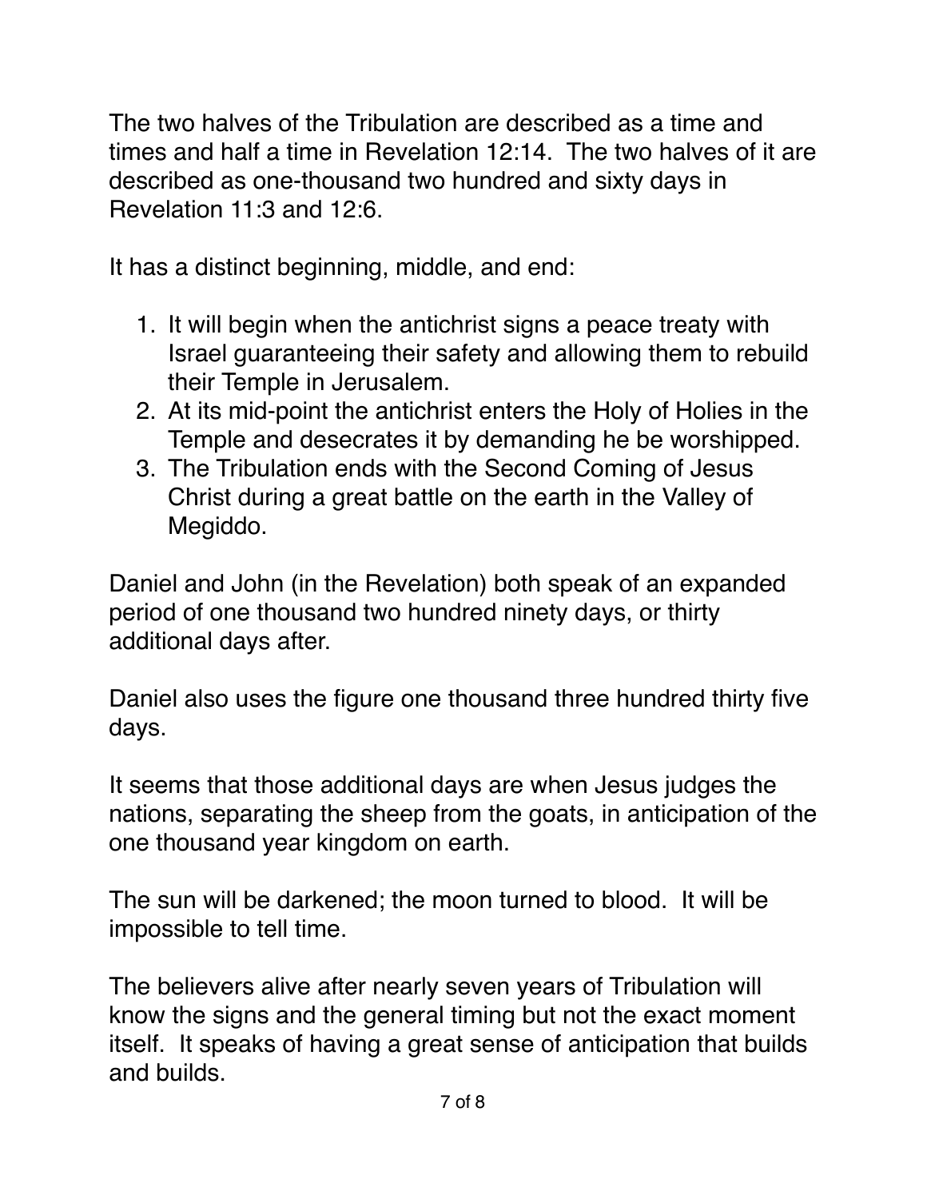The two halves of the Tribulation are described as a time and times and half a time in Revelation 12:14.  The two halves of it are described as one-thousand two hundred and sixty days in Revelation 11:3 and 12:6.

It has a distinct beginning, middle, and end:

1. It will begin when the antichrist signs a peace treaty with Israel guaranteeing their safety and allowing them to rebuild their Temple in Jerusalem.
2. At its mid-point the antichrist enters the Holy of Holies in the Temple and desecrates it by demanding he be worshipped.
3. The Tribulation ends with the Second Coming of Jesus Christ during a great battle on the earth in the Valley of Megiddo.

Daniel and John (in the Revelation) both speak of an expanded period of one thousand two hundred ninety days, or thirty additional days after.

Daniel also uses the figure one thousand three hundred thirty five days.

It seems that those additional days are when Jesus judges the nations, separating the sheep from the goats, in anticipation of the one thousand year kingdom on earth.

The sun will be darkened; the moon turned to blood.  It will be impossible to tell time.

The believers alive after nearly seven years of Tribulation will know the signs and the general timing but not the exact moment itself.  It speaks of having a great sense of anticipation that builds and builds.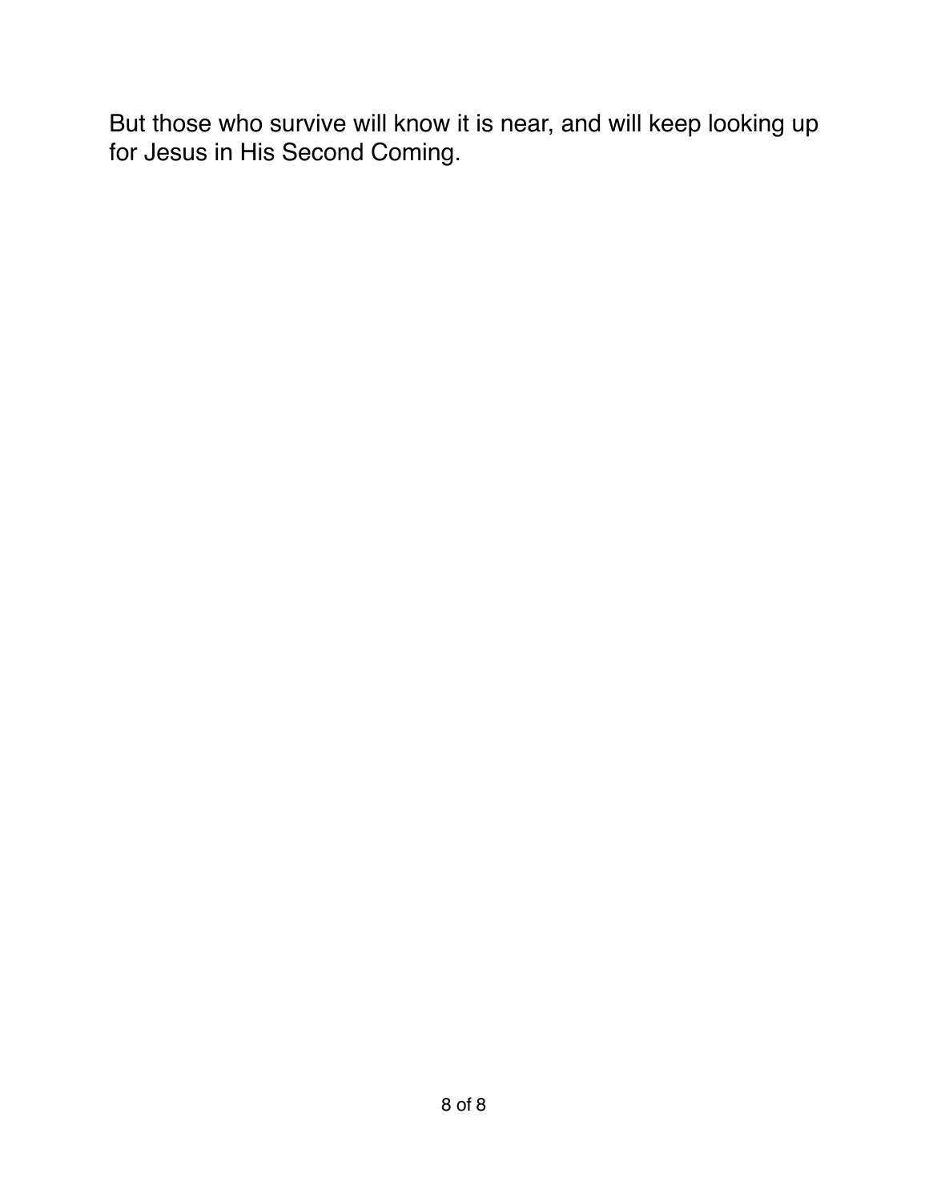But those who survive will know it is near, and will keep looking up for Jesus in His Second Coming.